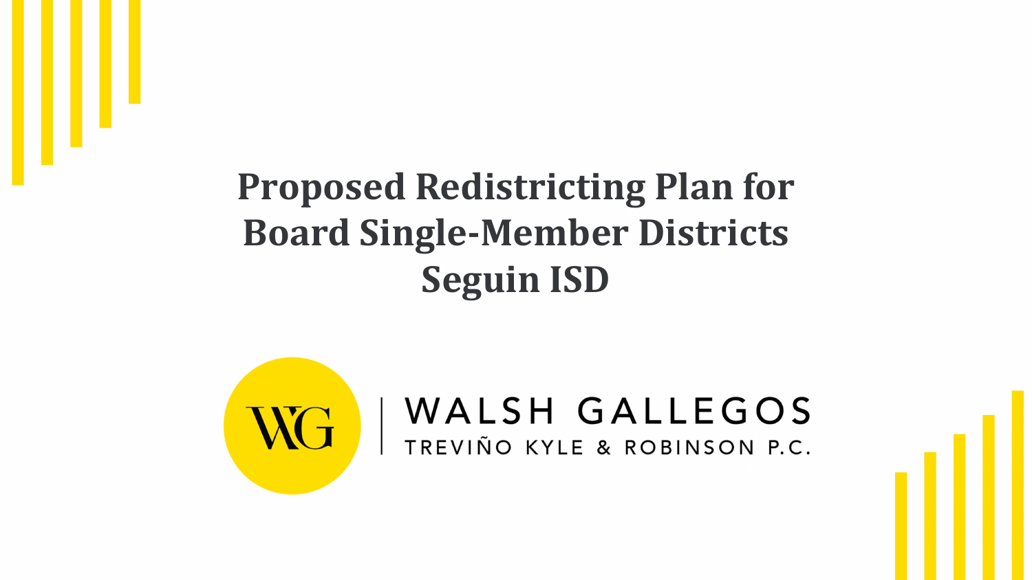# Proposed Redistricting Plan for Board Single-Member Districts Seguin ISD

WALSH GALLEGOS

TREVIÑO KYLE & ROBINSON P.C.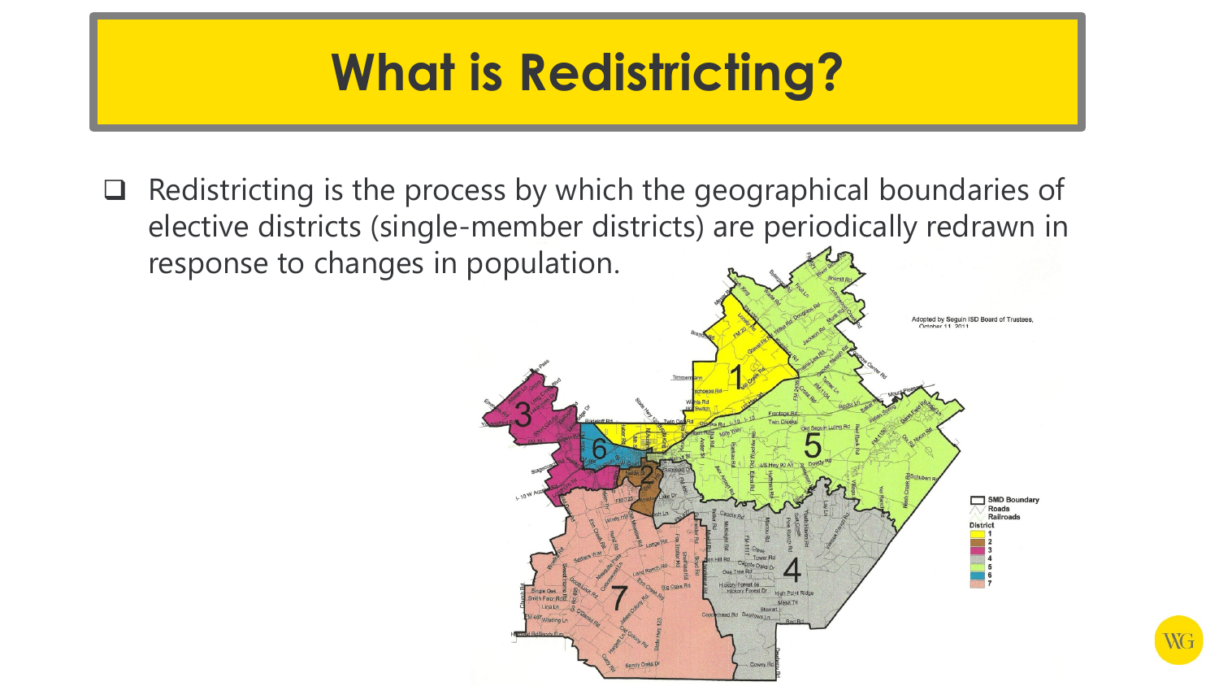# What is Redistricting?

- Redistricting is the process by which the geographical boundaries of elective districts (single-member districts) are periodically redrawn in response to changes in population.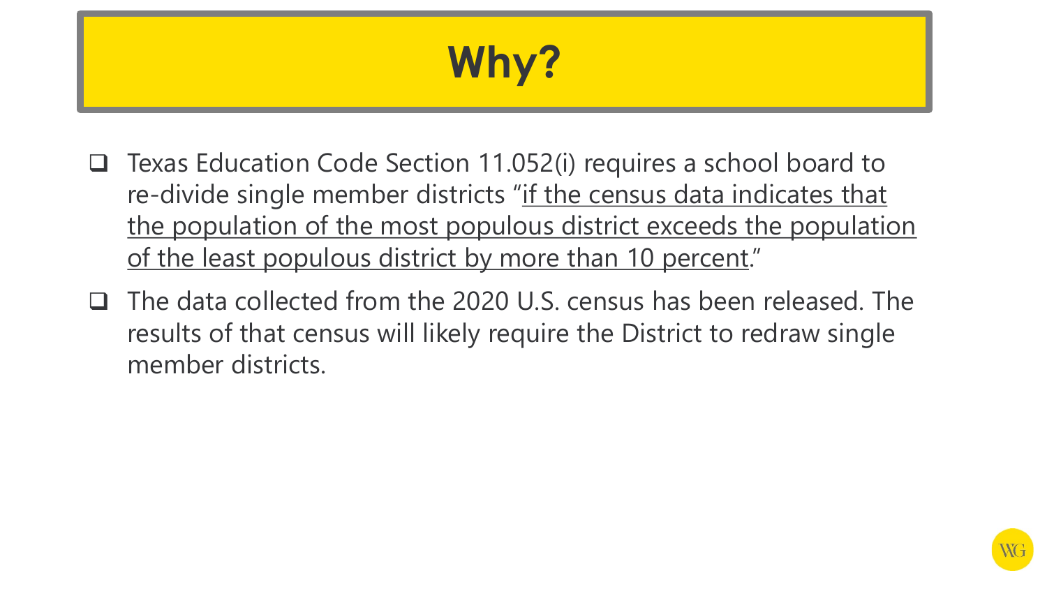# Why?

- Texas Education Code Section 11.052(i) requires a school board to re-divide single member districts "if the census data indicates that the population of the most populous district exceeds the population of the least populous district by more than 10 percent."
- The data collected from the 2020 U.S. census has been released. The results of that census will likely require the District to redraw single member districts.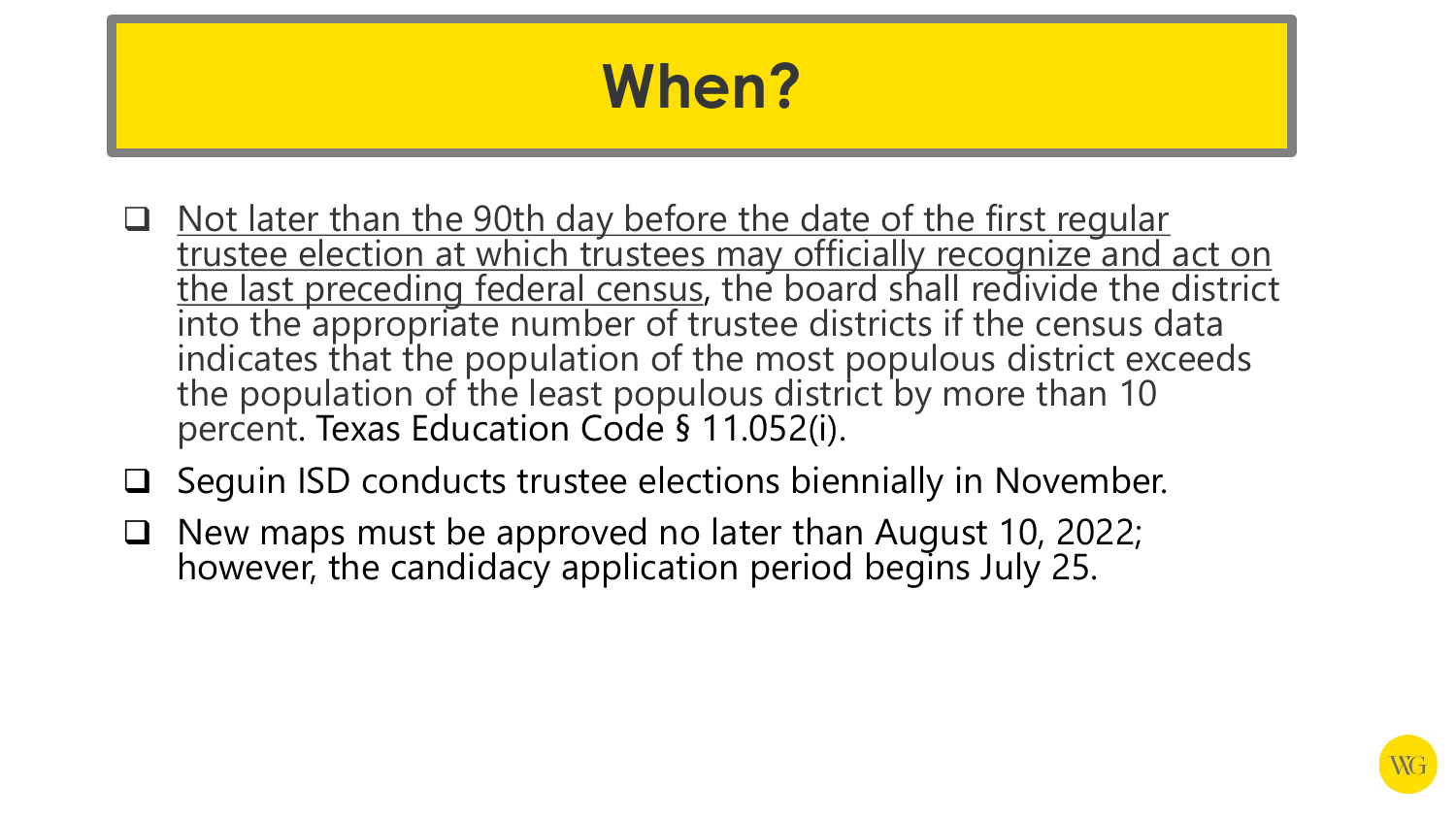# When?

- Not later than the 90th day before the date of the first regular trustee election at which trustees may officially recognize and act on the last preceding federal census, the board shall redivide the district into the appropriate number of trustee districts if the census data indicates that the population of the most populous district exceeds the population of the least populous district by more than 10 percent. Texas Education Code § 11.052(i).
- Seguin ISD conducts trustee elections biennially in November.
- New maps must be approved no later than August 10, 2022; however, the candidacy application period begins July 25.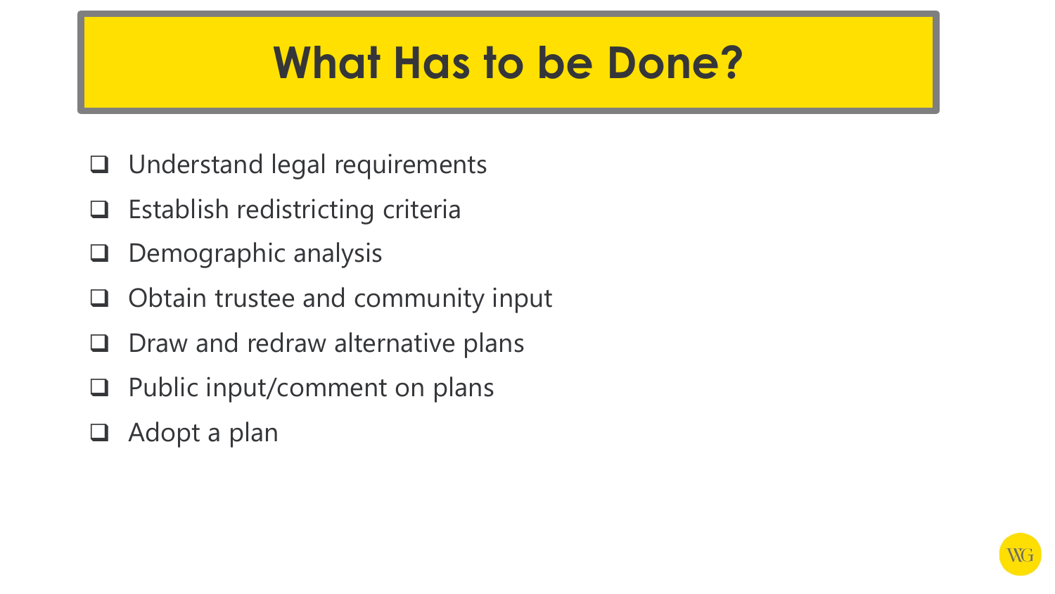# What Has to be Done?

- [ ] Understand legal requirements
- [ ] Establish redistricting criteria
- [ ] Demographic analysis
- [ ] Obtain trustee and community input
- [ ] Draw and redraw alternative plans
- [ ] Public input/comment on plans
- [ ] Adopt a plan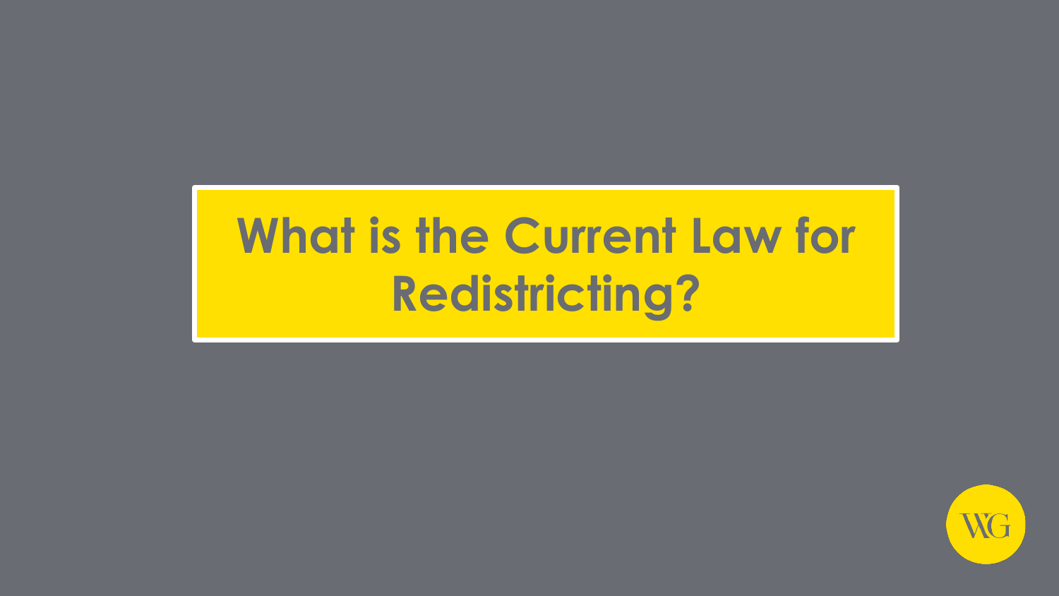# What is the Current Law for Redistricting?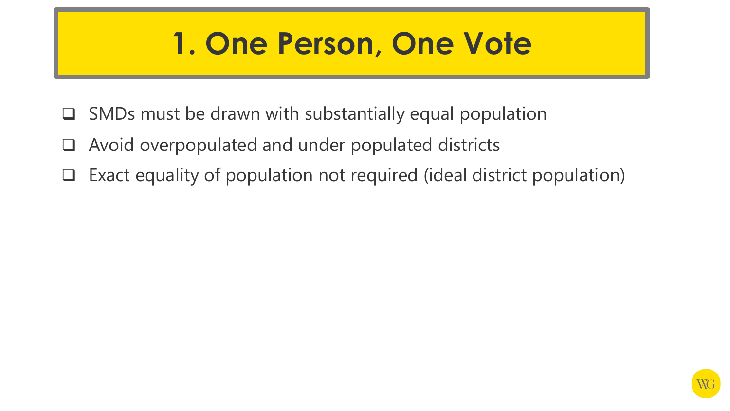# 1. One Person, One Vote

- SMDs must be drawn with substantially equal population
- Avoid overpopulated and under populated districts
- Exact equality of population not required (ideal district population)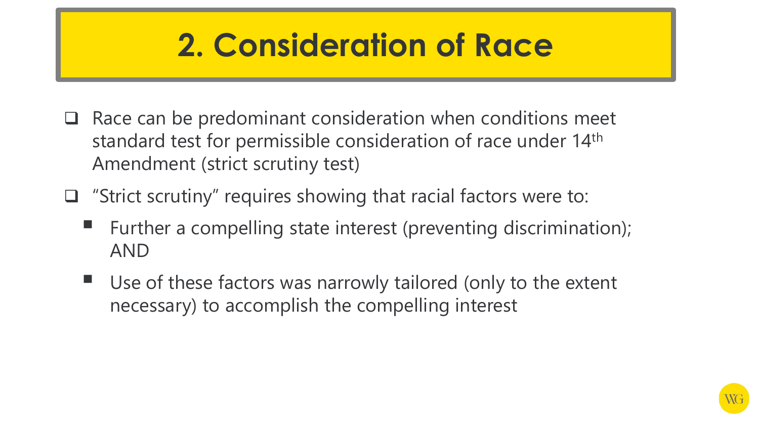# 2. Consideration of Race

- Race can be predominant consideration when conditions meet standard test for permissible consideration of race under 14th Amendment (strict scrutiny test)
- "Strict scrutiny" requires showing that racial factors were to:
  - Further a compelling state interest (preventing discrimination); AND
  - Use of these factors was narrowly tailored (only to the extent necessary) to accomplish the compelling interest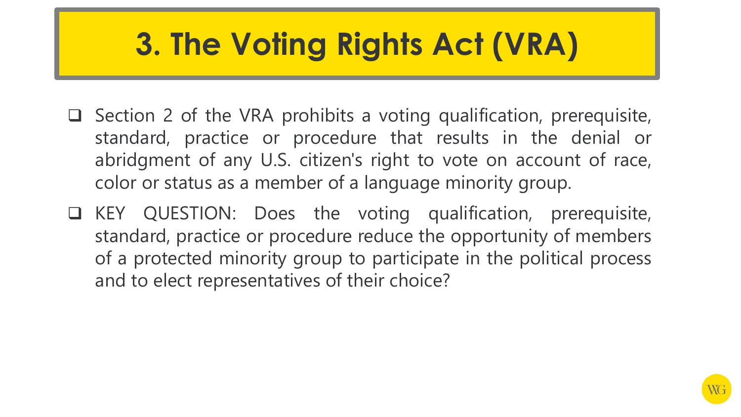# 3. The Voting Rights Act (VRA)

- Section 2 of the VRA prohibits a voting qualification, prerequisite, standard, practice or procedure that results in the denial or abridgment of any U.S. citizen's right to vote on account of race, color or status as a member of a language minority group.
- KEY QUESTION: Does the voting qualification, prerequisite, standard, practice or procedure reduce the opportunity of members of a protected minority group to participate in the political process and to elect representatives of their choice?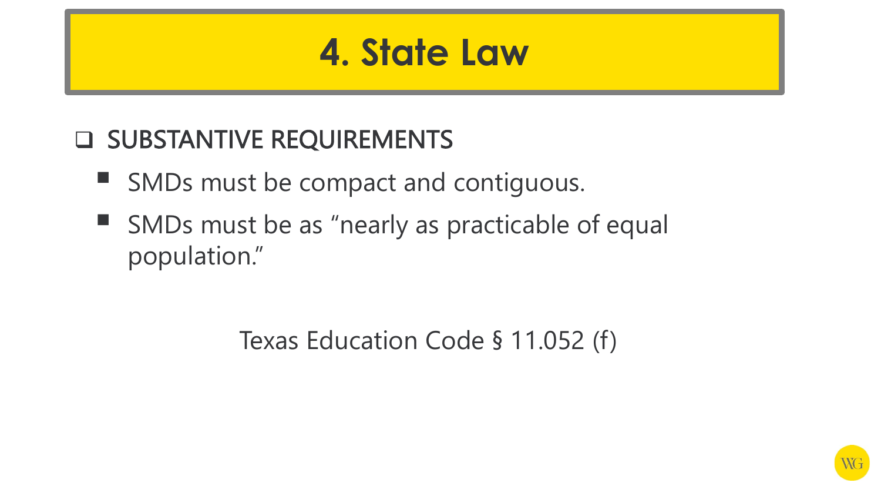# 4. State Law

- SUBSTANTIVE REQUIREMENTS
  - SMDs must be compact and contiguous.
  - SMDs must be as "nearly as practicable of equal population."

Texas Education Code § 11.052 (f)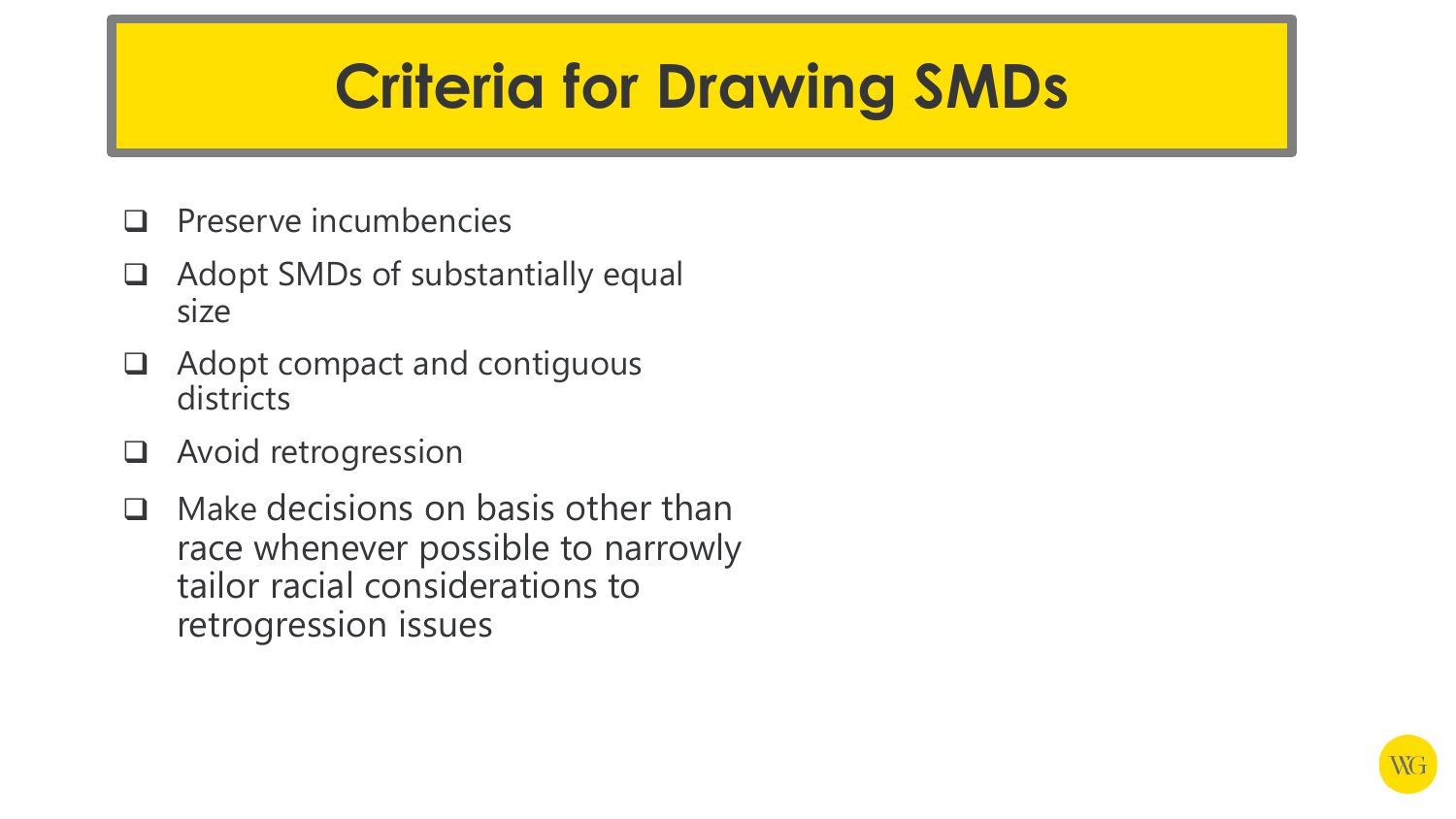# Criteria for Drawing SMDs

- Preserve incumbencies
- Adopt SMDs of substantially equal size
- Adopt compact and contiguous districts
- Avoid retrogression
- Make decisions on basis other than race whenever possible to narrowly tailor racial considerations to retrogression issues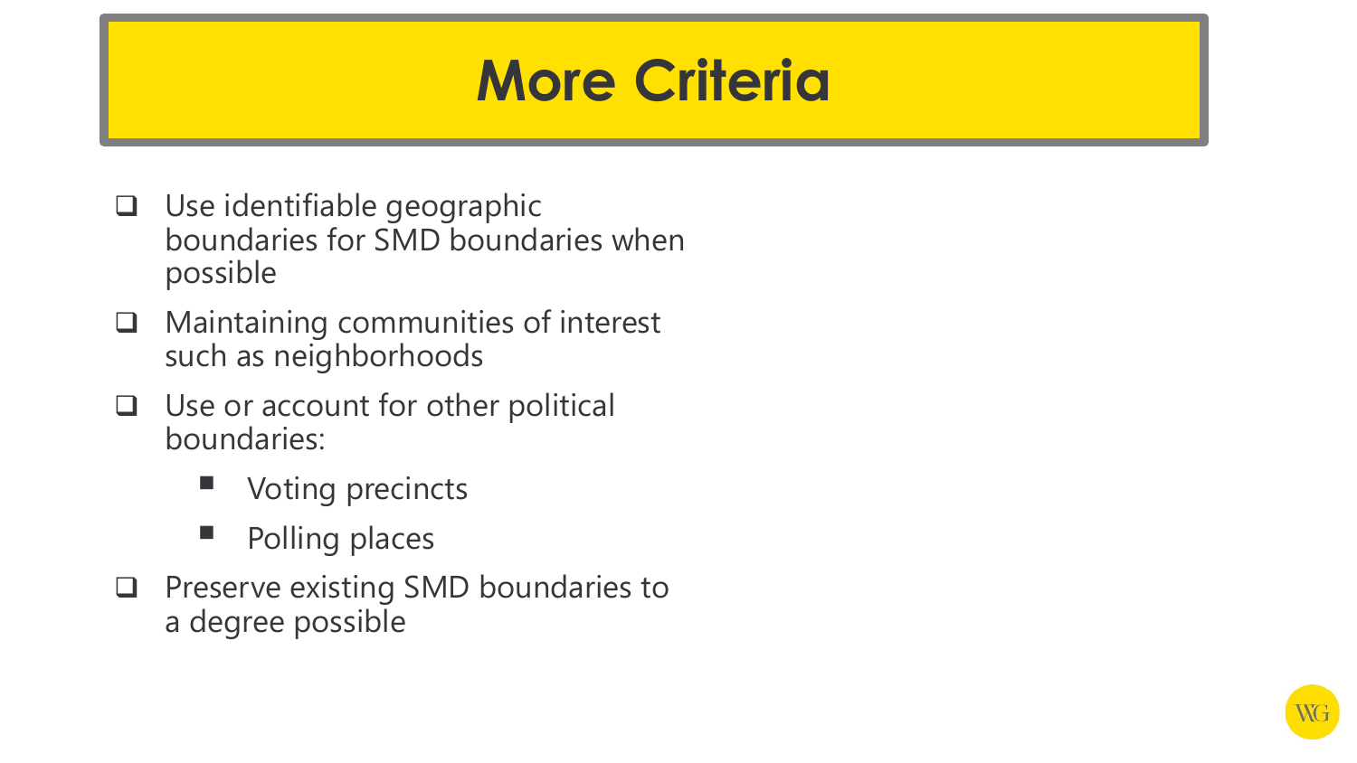# More Criteria

- Use identifiable geographic boundaries for SMD boundaries when possible
- Maintaining communities of interest such as neighborhoods
- Use or account for other political boundaries:
  - Voting precincts
  - Polling places
- Preserve existing SMD boundaries to a degree possible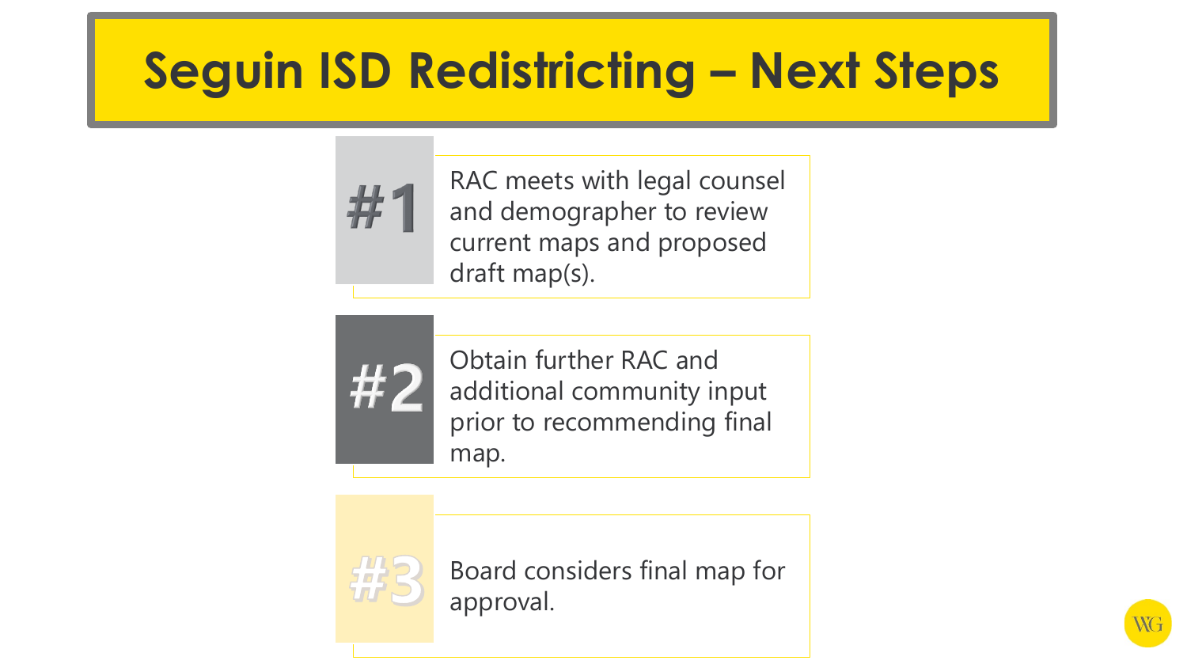# Seguin ISD Redistricting – Next Steps

**#1** RAC meets with legal counsel and demographer to review current maps and proposed draft map(s).

**#2** Obtain further RAC and additional community input prior to recommending final map.

**#3** Board considers final map for approval.